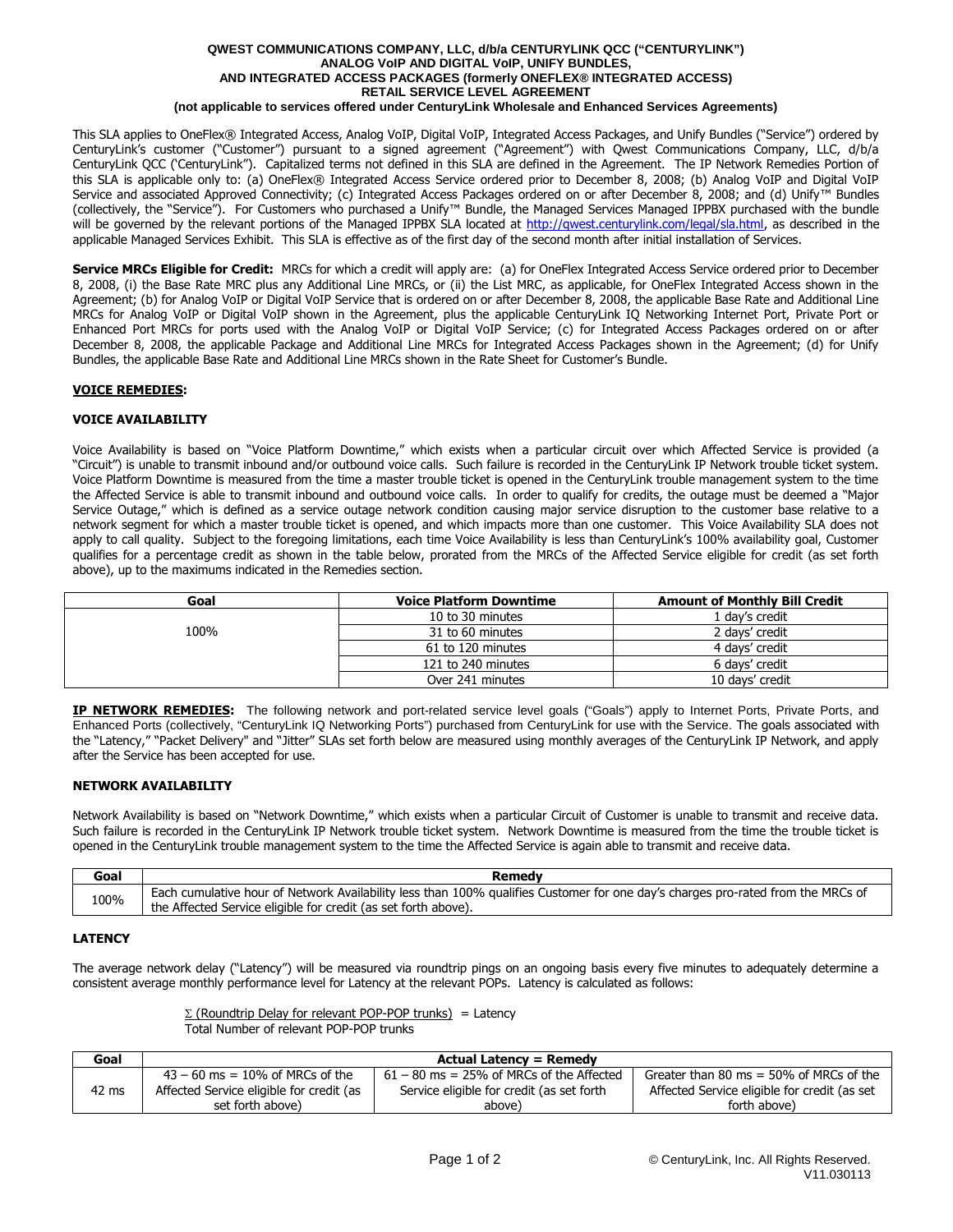**QWEST COMMUNICATIONS COMPANY, LLC, d/b/a CENTURYLINK QCC ("CENTURYLINK")**
**ANALOG VoIP AND DIGITAL VoIP, UNIFY BUNDLES,**
**AND INTEGRATED ACCESS PACKAGES (formerly ONEFLEX® INTEGRATED ACCESS)**
**RETAIL SERVICE LEVEL AGREEMENT**
**(not applicable to services offered under CenturyLink Wholesale and Enhanced Services Agreements)**

This SLA applies to OneFlex® Integrated Access, Analog VoIP, Digital VoIP, Integrated Access Packages, and Unify Bundles ("Service") ordered by CenturyLink's customer ("Customer") pursuant to a signed agreement ("Agreement") with Qwest Communications Company, LLC, d/b/a CenturyLink QCC ('CenturyLink"). Capitalized terms not defined in this SLA are defined in the Agreement. The IP Network Remedies Portion of this SLA is applicable only to: (a) OneFlex® Integrated Access Service ordered prior to December 8, 2008; (b) Analog VoIP and Digital VoIP Service and associated Approved Connectivity; (c) Integrated Access Packages ordered on or after December 8, 2008; and (d) Unify™ Bundles (collectively, the "Service"). For Customers who purchased a Unify™ Bundle, the Managed Services Managed IPPBX purchased with the bundle will be governed by the relevant portions of the Managed IPPBX SLA located at http://qwest.centurylink.com/legal/sla.html, as described in the applicable Managed Services Exhibit. This SLA is effective as of the first day of the second month after initial installation of Services.

**Service MRCs Eligible for Credit:** MRCs for which a credit will apply are: (a) for OneFlex Integrated Access Service ordered prior to December 8, 2008, (i) the Base Rate MRC plus any Additional Line MRCs, or (ii) the List MRC, as applicable, for OneFlex Integrated Access shown in the Agreement; (b) for Analog VoIP or Digital VoIP Service that is ordered on or after December 8, 2008, the applicable Base Rate and Additional Line MRCs for Analog VoIP or Digital VoIP shown in the Agreement, plus the applicable CenturyLink IQ Networking Internet Port, Private Port or Enhanced Port MRCs for ports used with the Analog VoIP or Digital VoIP Service; (c) for Integrated Access Packages ordered on or after December 8, 2008, the applicable Package and Additional Line MRCs for Integrated Access Packages shown in the Agreement; (d) for Unify Bundles, the applicable Base Rate and Additional Line MRCs shown in the Rate Sheet for Customer's Bundle.

## VOICE REMEDIES:

### VOICE AVAILABILITY

Voice Availability is based on "Voice Platform Downtime," which exists when a particular circuit over which Affected Service is provided (a "Circuit") is unable to transmit inbound and/or outbound voice calls. Such failure is recorded in the CenturyLink IP Network trouble ticket system. Voice Platform Downtime is measured from the time a master trouble ticket is opened in the CenturyLink trouble management system to the time the Affected Service is able to transmit inbound and outbound voice calls. In order to qualify for credits, the outage must be deemed a "Major Service Outage," which is defined as a service outage network condition causing major service disruption to the customer base relative to a network segment for which a master trouble ticket is opened, and which impacts more than one customer. This Voice Availability SLA does not apply to call quality. Subject to the foregoing limitations, each time Voice Availability is less than CenturyLink's 100% availability goal, Customer qualifies for a percentage credit as shown in the table below, prorated from the MRCs of the Affected Service eligible for credit (as set forth above), up to the maximums indicated in the Remedies section.

| Goal | Voice Platform Downtime | Amount of Monthly Bill Credit |
|---|---|---|
| 100% | 10 to 30 minutes | 1 day's credit |
| | 31 to 60 minutes | 2 days' credit |
| | 61 to 120 minutes | 4 days' credit |
| | 121 to 240 minutes | 6 days' credit |
| | Over 241 minutes | 10 days' credit |

**IP NETWORK REMEDIES:** The following network and port-related service level goals ("Goals") apply to Internet Ports, Private Ports, and Enhanced Ports (collectively, "CenturyLink IQ Networking Ports") purchased from CenturyLink for use with the Service. The goals associated with the "Latency," "Packet Delivery" and "Jitter" SLAs set forth below are measured using monthly averages of the CenturyLink IP Network, and apply after the Service has been accepted for use.

### NETWORK AVAILABILITY

Network Availability is based on "Network Downtime," which exists when a particular Circuit of Customer is unable to transmit and receive data. Such failure is recorded in the CenturyLink IP Network trouble ticket system. Network Downtime is measured from the time the trouble ticket is opened in the CenturyLink trouble management system to the time the Affected Service is again able to transmit and receive data.

| Goal | Remedy |
|---|---|
| 100% | Each cumulative hour of Network Availability less than 100% qualifies Customer for one day's charges pro-rated from the MRCs of the Affected Service eligible for credit (as set forth above). |

### LATENCY

The average network delay ("Latency") will be measured via roundtrip pings on an ongoing basis every five minutes to adequately determine a consistent average monthly performance level for Latency at the relevant POPs. Latency is calculated as follows:

$$\frac{\Sigma \text{ (Roundtrip Delay for relevant POP-POP trunks)}}{\text{Total Number of relevant POP-POP trunks}} = \text{Latency}$$

| Goal | Actual Latency = Remedy | | |
|---|---|---|---|
| 42 ms | 43 – 60 ms = 10% of MRCs of the Affected Service eligible for credit (as set forth above) | 61 – 80 ms = 25% of MRCs of the Affected Service eligible for credit (as set forth above) | Greater than 80 ms = 50% of MRCs of the Affected Service eligible for credit (as set forth above) |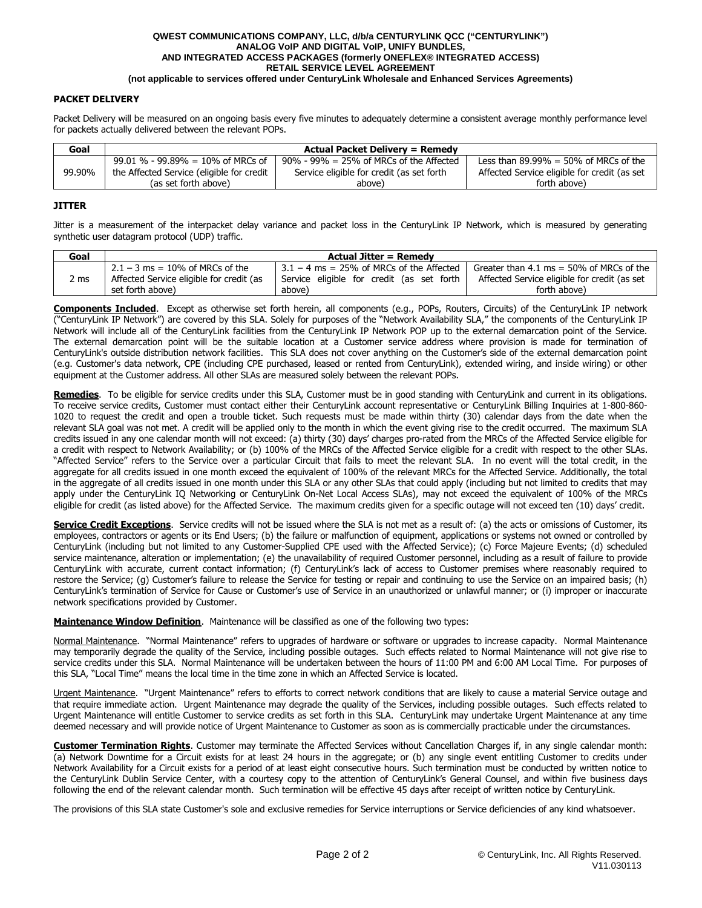**QWEST COMMUNICATIONS COMPANY, LLC, d/b/a CENTURYLINK QCC ("CENTURYLINK")**
**ANALOG VoIP AND DIGITAL VoIP, UNIFY BUNDLES,**
**AND INTEGRATED ACCESS PACKAGES (formerly ONEFLEX® INTEGRATED ACCESS)**
**RETAIL SERVICE LEVEL AGREEMENT**
**(not applicable to services offered under CenturyLink Wholesale and Enhanced Services Agreements)**

## PACKET DELIVERY

Packet Delivery will be measured on an ongoing basis every five minutes to adequately determine a consistent average monthly performance level for packets actually delivered between the relevant POPs.

| Goal | Actual Packet Delivery = Remedy | | |
|---|---|---|---|
| 99.90% | 99.01 % - 99.89% = 10% of MRCs of the Affected Service (eligible for credit (as set forth above) | 90% - 99% = 25% of MRCs of the Affected Service eligible for credit (as set forth above) | Less than 89.99% = 50% of MRCs of the Affected Service eligible for credit (as set forth above) |

## JITTER

Jitter is a measurement of the interpacket delay variance and packet loss in the CenturyLink IP Network, which is measured by generating synthetic user datagram protocol (UDP) traffic.

| Goal | Actual Jitter = Remedy | | |
|---|---|---|---|
| 2 ms | 2.1 – 3 ms = 10% of MRCs of the Affected Service eligible for credit (as set forth above) | 3.1 – 4 ms = 25% of MRCs of the Affected Service eligible for credit (as set forth above) | Greater than 4.1 ms = 50% of MRCs of the Affected Service eligible for credit (as set forth above) |

**Components Included**. Except as otherwise set forth herein, all components (e.g., POPs, Routers, Circuits) of the CenturyLink IP network ("CenturyLink IP Network") are covered by this SLA. Solely for purposes of the "Network Availability SLA," the components of the CenturyLink IP Network will include all of the CenturyLink facilities from the CenturyLink IP Network POP up to the external demarcation point of the Service. The external demarcation point will be the suitable location at a Customer service address where provision is made for termination of CenturyLink's outside distribution network facilities. This SLA does not cover anything on the Customer's side of the external demarcation point (e.g. Customer's data network, CPE (including CPE purchased, leased or rented from CenturyLink), extended wiring, and inside wiring) or other equipment at the Customer address. All other SLAs are measured solely between the relevant POPs.

**Remedies**. To be eligible for service credits under this SLA, Customer must be in good standing with CenturyLink and current in its obligations. To receive service credits, Customer must contact either their CenturyLink account representative or CenturyLink Billing Inquiries at 1-800-860-1020 to request the credit and open a trouble ticket. Such requests must be made within thirty (30) calendar days from the date when the relevant SLA goal was not met. A credit will be applied only to the month in which the event giving rise to the credit occurred. The maximum SLA credits issued in any one calendar month will not exceed: (a) thirty (30) days' charges pro-rated from the MRCs of the Affected Service eligible for a credit with respect to Network Availability; or (b) 100% of the MRCs of the Affected Service eligible for a credit with respect to the other SLAs. "Affected Service" refers to the Service over a particular Circuit that fails to meet the relevant SLA. In no event will the total credit, in the aggregate for all credits issued in one month exceed the equivalent of 100% of the relevant MRCs for the Affected Service. Additionally, the total in the aggregate of all credits issued in one month under this SLA or any other SLAs that could apply (including but not limited to credits that may apply under the CenturyLink IQ Networking or CenturyLink On-Net Local Access SLAs), may not exceed the equivalent of 100% of the MRCs eligible for credit (as listed above) for the Affected Service. The maximum credits given for a specific outage will not exceed ten (10) days' credit.

**Service Credit Exceptions**. Service credits will not be issued where the SLA is not met as a result of: (a) the acts or omissions of Customer, its employees, contractors or agents or its End Users; (b) the failure or malfunction of equipment, applications or systems not owned or controlled by CenturyLink (including but not limited to any Customer-Supplied CPE used with the Affected Service); (c) Force Majeure Events; (d) scheduled service maintenance, alteration or implementation; (e) the unavailability of required Customer personnel, including as a result of failure to provide CenturyLink with accurate, current contact information; (f) CenturyLink's lack of access to Customer premises where reasonably required to restore the Service; (g) Customer's failure to release the Service for testing or repair and continuing to use the Service on an impaired basis; (h) CenturyLink's termination of Service for Cause or Customer's use of Service in an unauthorized or unlawful manner; or (i) improper or inaccurate network specifications provided by Customer.

**Maintenance Window Definition**. Maintenance will be classified as one of the following two types:

Normal Maintenance. "Normal Maintenance" refers to upgrades of hardware or software or upgrades to increase capacity. Normal Maintenance may temporarily degrade the quality of the Service, including possible outages. Such effects related to Normal Maintenance will not give rise to service credits under this SLA. Normal Maintenance will be undertaken between the hours of 11:00 PM and 6:00 AM Local Time. For purposes of this SLA, "Local Time" means the local time in the time zone in which an Affected Service is located.

Urgent Maintenance. "Urgent Maintenance" refers to efforts to correct network conditions that are likely to cause a material Service outage and that require immediate action. Urgent Maintenance may degrade the quality of the Services, including possible outages. Such effects related to Urgent Maintenance will entitle Customer to service credits as set forth in this SLA. CenturyLink may undertake Urgent Maintenance at any time deemed necessary and will provide notice of Urgent Maintenance to Customer as soon as is commercially practicable under the circumstances.

**Customer Termination Rights**. Customer may terminate the Affected Services without Cancellation Charges if, in any single calendar month: (a) Network Downtime for a Circuit exists for at least 24 hours in the aggregate; or (b) any single event entitling Customer to credits under Network Availability for a Circuit exists for a period of at least eight consecutive hours. Such termination must be conducted by written notice to the CenturyLink Dublin Service Center, with a courtesy copy to the attention of CenturyLink's General Counsel, and within five business days following the end of the relevant calendar month. Such termination will be effective 45 days after receipt of written notice by CenturyLink.

The provisions of this SLA state Customer's sole and exclusive remedies for Service interruptions or Service deficiencies of any kind whatsoever.